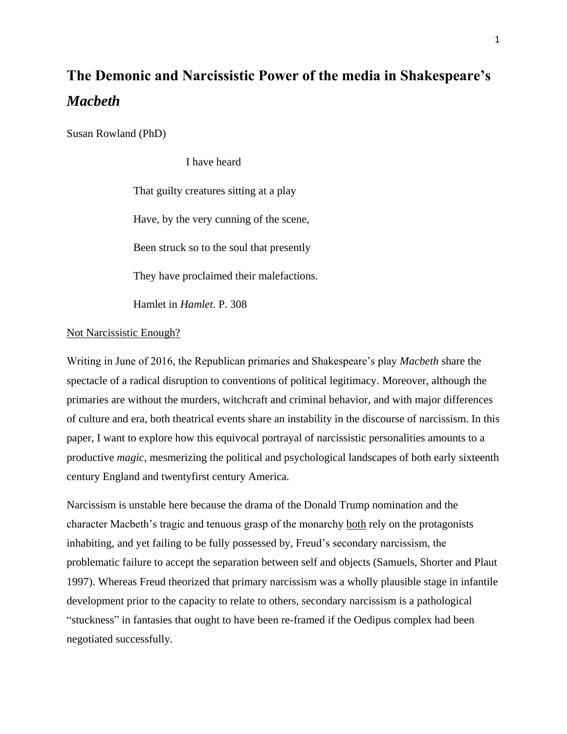# The Demonic and Narcissistic Power of the media in Shakespeare's *Macbeth*

Susan Rowland (PhD)

> I have heard
>
> That guilty creatures sitting at a play
>
> Have, by the very cunning of the scene,
>
> Been struck so to the soul that presently
>
> They have proclaimed their malefactions.
>
> Hamlet in *Hamlet*. P. 308

<u>Not Narcissistic Enough?</u>

Writing in June of 2016, the Republican primaries and Shakespeare's play *Macbeth* share the spectacle of a radical disruption to conventions of political legitimacy. Moreover, although the primaries are without the murders, witchcraft and criminal behavior, and with major differences of culture and era, both theatrical events share an instability in the discourse of narcissism. In this paper, I want to explore how this equivocal portrayal of narcissistic personalities amounts to a productive *magic*, mesmerizing the political and psychological landscapes of both early sixteenth century England and twentyfirst century America.

Narcissism is unstable here because the drama of the Donald Trump nomination and the character Macbeth's tragic and tenuous grasp of the monarchy <u>both</u> rely on the protagonists inhabiting, and yet failing to be fully possessed by, Freud's secondary narcissism, the problematic failure to accept the separation between self and objects (Samuels, Shorter and Plaut 1997). Whereas Freud theorized that primary narcissism was a wholly plausible stage in infantile development prior to the capacity to relate to others, secondary narcissism is a pathological "stuckness" in fantasies that ought to have been re-framed if the Oedipus complex had been negotiated successfully.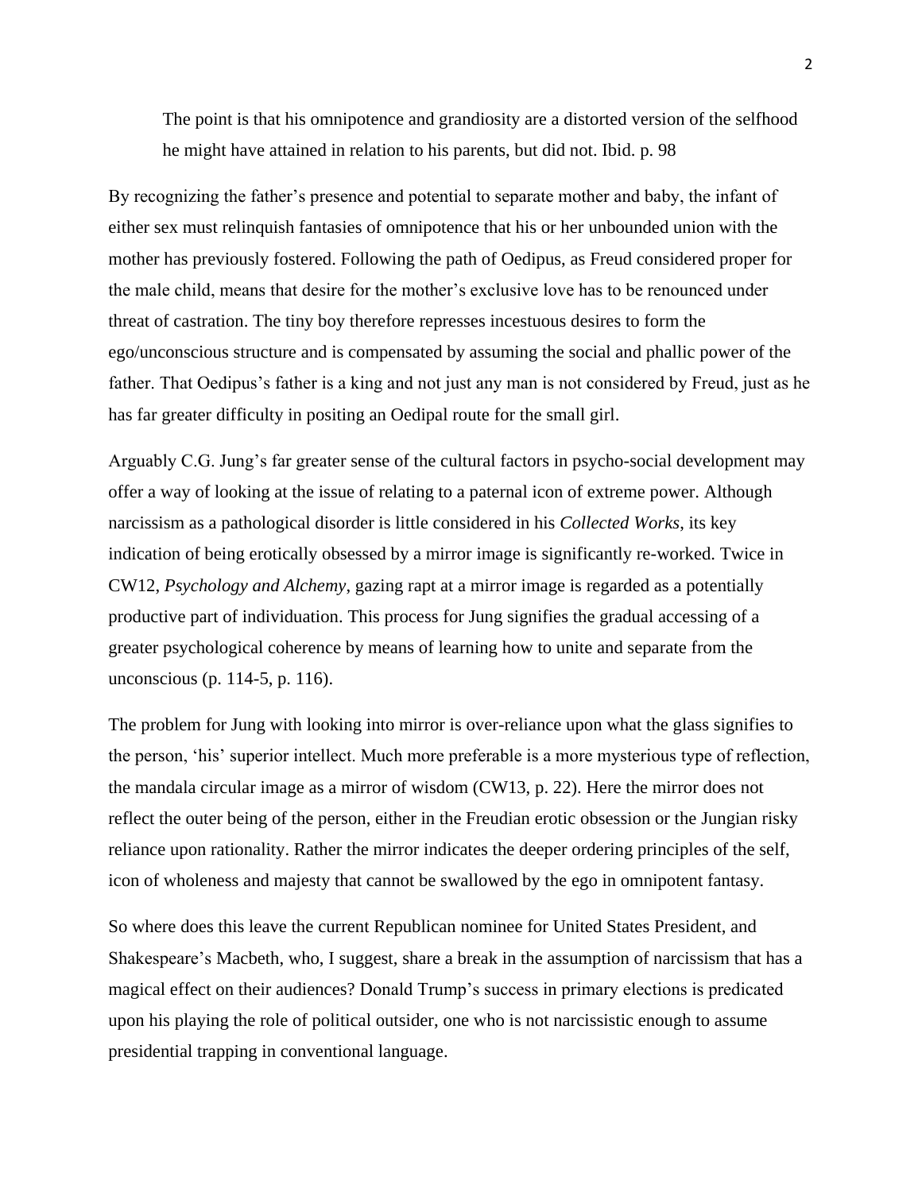> The point is that his omnipotence and grandiosity are a distorted version of the selfhood he might have attained in relation to his parents, but did not. Ibid. p. 98

By recognizing the father's presence and potential to separate mother and baby, the infant of either sex must relinquish fantasies of omnipotence that his or her unbounded union with the mother has previously fostered. Following the path of Oedipus, as Freud considered proper for the male child, means that desire for the mother's exclusive love has to be renounced under threat of castration. The tiny boy therefore represses incestuous desires to form the ego/unconscious structure and is compensated by assuming the social and phallic power of the father. That Oedipus's father is a king and not just any man is not considered by Freud, just as he has far greater difficulty in positing an Oedipal route for the small girl.

Arguably C.G. Jung's far greater sense of the cultural factors in psycho-social development may offer a way of looking at the issue of relating to a paternal icon of extreme power. Although narcissism as a pathological disorder is little considered in his *Collected Works*, its key indication of being erotically obsessed by a mirror image is significantly re-worked. Twice in CW12, *Psychology and Alchemy*, gazing rapt at a mirror image is regarded as a potentially productive part of individuation. This process for Jung signifies the gradual accessing of a greater psychological coherence by means of learning how to unite and separate from the unconscious (p. 114-5, p. 116).

The problem for Jung with looking into mirror is over-reliance upon what the glass signifies to the person, 'his' superior intellect. Much more preferable is a more mysterious type of reflection, the mandala circular image as a mirror of wisdom (CW13, p. 22). Here the mirror does not reflect the outer being of the person, either in the Freudian erotic obsession or the Jungian risky reliance upon rationality. Rather the mirror indicates the deeper ordering principles of the self, icon of wholeness and majesty that cannot be swallowed by the ego in omnipotent fantasy.

So where does this leave the current Republican nominee for United States President, and Shakespeare's Macbeth, who, I suggest, share a break in the assumption of narcissism that has a magical effect on their audiences? Donald Trump's success in primary elections is predicated upon his playing the role of political outsider, one who is not narcissistic enough to assume presidential trapping in conventional language.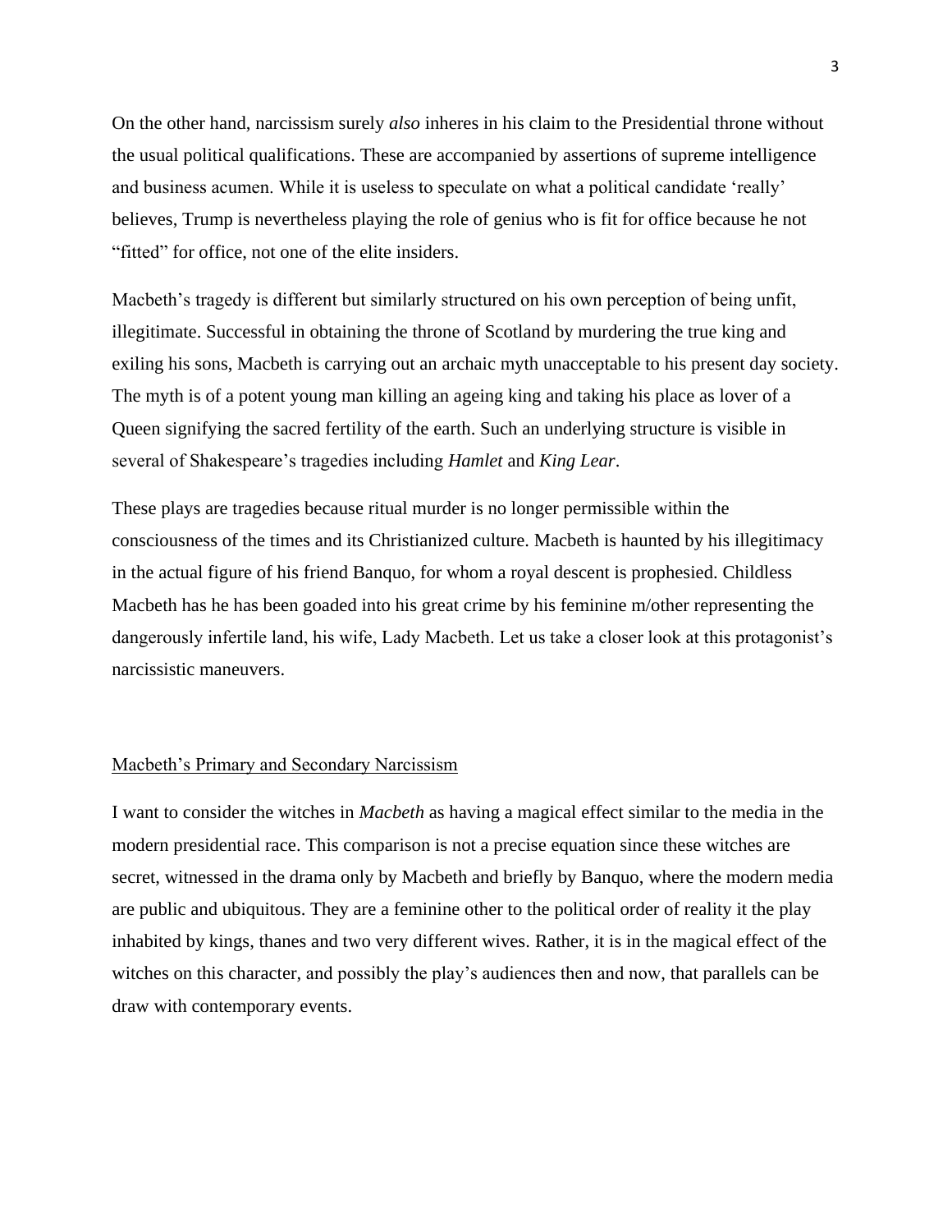On the other hand, narcissism surely *also* inheres in his claim to the Presidential throne without the usual political qualifications. These are accompanied by assertions of supreme intelligence and business acumen. While it is useless to speculate on what a political candidate 'really' believes, Trump is nevertheless playing the role of genius who is fit for office because he not "fitted" for office, not one of the elite insiders.

Macbeth's tragedy is different but similarly structured on his own perception of being unfit, illegitimate. Successful in obtaining the throne of Scotland by murdering the true king and exiling his sons, Macbeth is carrying out an archaic myth unacceptable to his present day society. The myth is of a potent young man killing an ageing king and taking his place as lover of a Queen signifying the sacred fertility of the earth. Such an underlying structure is visible in several of Shakespeare's tragedies including *Hamlet* and *King Lear*.

These plays are tragedies because ritual murder is no longer permissible within the consciousness of the times and its Christianized culture. Macbeth is haunted by his illegitimacy in the actual figure of his friend Banquo, for whom a royal descent is prophesied. Childless Macbeth has he has been goaded into his great crime by his feminine m/other representing the dangerously infertile land, his wife, Lady Macbeth. Let us take a closer look at this protagonist's narcissistic maneuvers.

## Macbeth's Primary and Secondary Narcissism

I want to consider the witches in *Macbeth* as having a magical effect similar to the media in the modern presidential race. This comparison is not a precise equation since these witches are secret, witnessed in the drama only by Macbeth and briefly by Banquo, where the modern media are public and ubiquitous. They are a feminine other to the political order of reality it the play inhabited by kings, thanes and two very different wives. Rather, it is in the magical effect of the witches on this character, and possibly the play's audiences then and now, that parallels can be draw with contemporary events.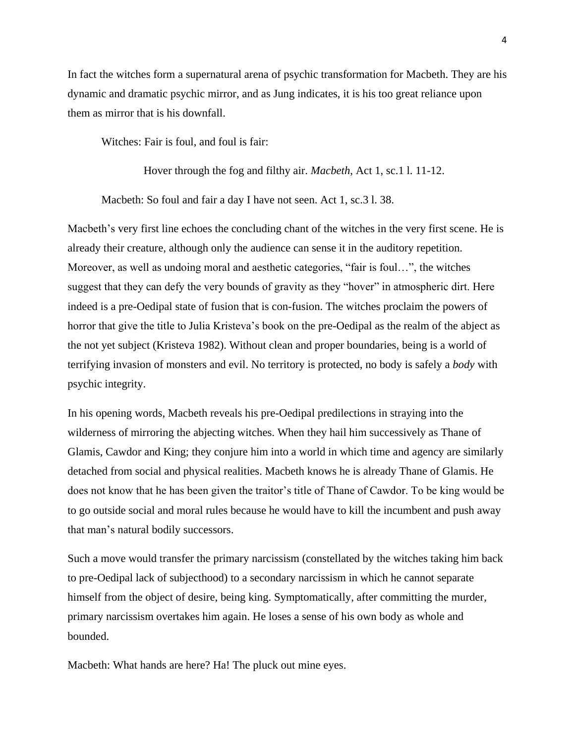In fact the witches form a supernatural arena of psychic transformation for Macbeth. They are his dynamic and dramatic psychic mirror, and as Jung indicates, it is his too great reliance upon them as mirror that is his downfall.

> Witches: Fair is foul, and foul is fair:
>
> Hover through the fog and filthy air. *Macbeth*, Act 1, sc.1 l. 11-12.
>
> Macbeth: So foul and fair a day I have not seen. Act 1, sc.3 l. 38.

Macbeth's very first line echoes the concluding chant of the witches in the very first scene. He is already their creature, although only the audience can sense it in the auditory repetition. Moreover, as well as undoing moral and aesthetic categories, "fair is foul…", the witches suggest that they can defy the very bounds of gravity as they "hover" in atmospheric dirt. Here indeed is a pre-Oedipal state of fusion that is con-fusion. The witches proclaim the powers of horror that give the title to Julia Kristeva's book on the pre-Oedipal as the realm of the abject as the not yet subject (Kristeva 1982). Without clean and proper boundaries, being is a world of terrifying invasion of monsters and evil. No territory is protected, no body is safely a *body* with psychic integrity.

In his opening words, Macbeth reveals his pre-Oedipal predilections in straying into the wilderness of mirroring the abjecting witches. When they hail him successively as Thane of Glamis, Cawdor and King; they conjure him into a world in which time and agency are similarly detached from social and physical realities. Macbeth knows he is already Thane of Glamis. He does not know that he has been given the traitor's title of Thane of Cawdor. To be king would be to go outside social and moral rules because he would have to kill the incumbent and push away that man's natural bodily successors.

Such a move would transfer the primary narcissism (constellated by the witches taking him back to pre-Oedipal lack of subjecthood) to a secondary narcissism in which he cannot separate himself from the object of desire, being king. Symptomatically, after committing the murder, primary narcissism overtakes him again. He loses a sense of his own body as whole and bounded.

Macbeth: What hands are here? Ha! The pluck out mine eyes.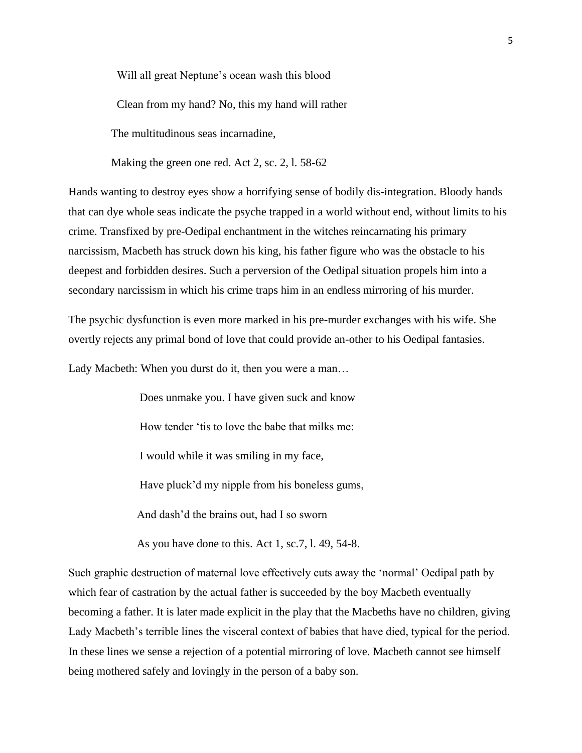Will all great Neptune's ocean wash this blood

Clean from my hand? No, this my hand will rather

The multitudinous seas incarnadine,

Making the green one red. Act 2, sc. 2, l. 58-62

Hands wanting to destroy eyes show a horrifying sense of bodily dis-integration. Bloody hands that can dye whole seas indicate the psyche trapped in a world without end, without limits to his crime. Transfixed by pre-Oedipal enchantment in the witches reincarnating his primary narcissism, Macbeth has struck down his king, his father figure who was the obstacle to his deepest and forbidden desires. Such a perversion of the Oedipal situation propels him into a secondary narcissism in which his crime traps him in an endless mirroring of his murder.

The psychic dysfunction is even more marked in his pre-murder exchanges with his wife. She overtly rejects any primal bond of love that could provide an-other to his Oedipal fantasies.

Lady Macbeth: When you durst do it, then you were a man…

Does unmake you. I have given suck and know

How tender 'tis to love the babe that milks me:

I would while it was smiling in my face,

Have pluck'd my nipple from his boneless gums,

And dash'd the brains out, had I so sworn

As you have done to this. Act 1, sc.7, l. 49, 54-8.

Such graphic destruction of maternal love effectively cuts away the 'normal' Oedipal path by which fear of castration by the actual father is succeeded by the boy Macbeth eventually becoming a father. It is later made explicit in the play that the Macbeths have no children, giving Lady Macbeth's terrible lines the visceral context of babies that have died, typical for the period. In these lines we sense a rejection of a potential mirroring of love. Macbeth cannot see himself being mothered safely and lovingly in the person of a baby son.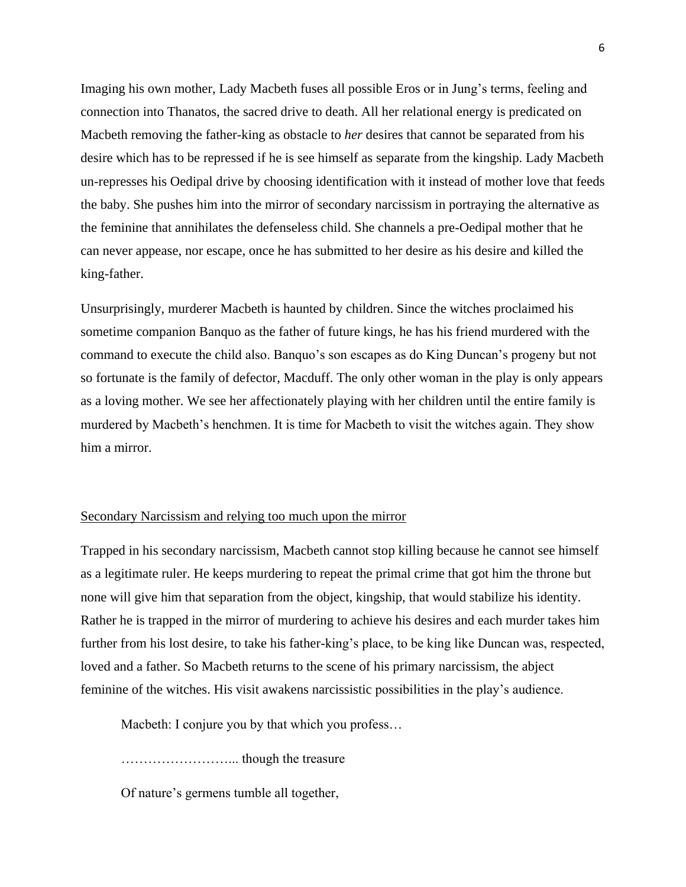Imaging his own mother, Lady Macbeth fuses all possible Eros or in Jung's terms, feeling and connection into Thanatos, the sacred drive to death. All her relational energy is predicated on Macbeth removing the father-king as obstacle to *her* desires that cannot be separated from his desire which has to be repressed if he is see himself as separate from the kingship. Lady Macbeth un-represses his Oedipal drive by choosing identification with it instead of mother love that feeds the baby. She pushes him into the mirror of secondary narcissism in portraying the alternative as the feminine that annihilates the defenseless child. She channels a pre-Oedipal mother that he can never appease, nor escape, once he has submitted to her desire as his desire and killed the king-father.

Unsurprisingly, murderer Macbeth is haunted by children. Since the witches proclaimed his sometime companion Banquo as the father of future kings, he has his friend murdered with the command to execute the child also. Banquo's son escapes as do King Duncan's progeny but not so fortunate is the family of defector, Macduff. The only other woman in the play is only appears as a loving mother. We see her affectionately playing with her children until the entire family is murdered by Macbeth's henchmen. It is time for Macbeth to visit the witches again. They show him a mirror.

<u>Secondary Narcissism and relying too much upon the mirror</u>

Trapped in his secondary narcissism, Macbeth cannot stop killing because he cannot see himself as a legitimate ruler. He keeps murdering to repeat the primal crime that got him the throne but none will give him that separation from the object, kingship, that would stabilize his identity. Rather he is trapped in the mirror of murdering to achieve his desires and each murder takes him further from his lost desire, to take his father-king's place, to be king like Duncan was, respected, loved and a father. So Macbeth returns to the scene of his primary narcissism, the abject feminine of the witches. His visit awakens narcissistic possibilities in the play's audience.

> Macbeth: I conjure you by that which you profess…
>
> ……………………... though the treasure
>
> Of nature's germens tumble all together,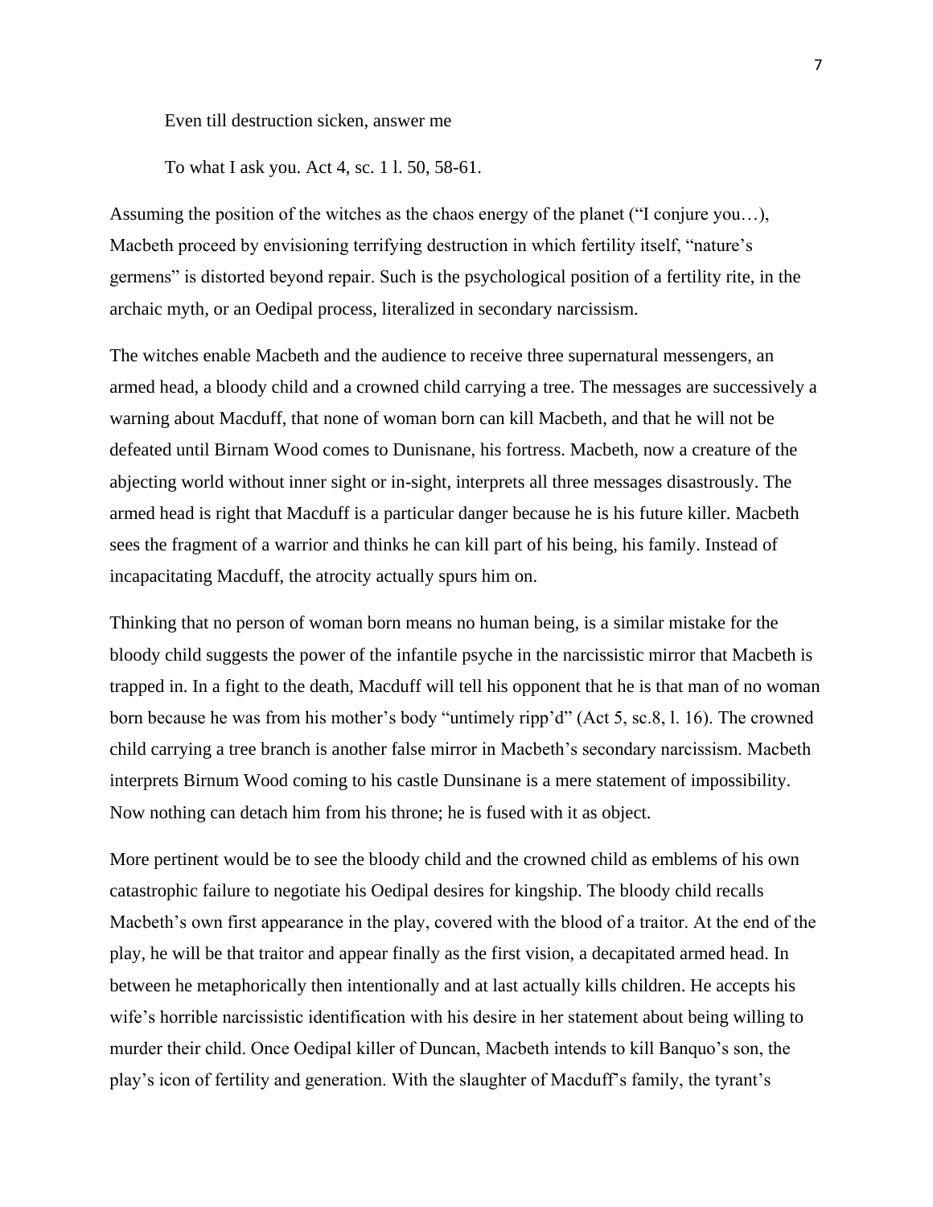Even till destruction sicken, answer me

To what I ask you. Act 4, sc. 1 l. 50, 58-61.

Assuming the position of the witches as the chaos energy of the planet ("I conjure you…), Macbeth proceed by envisioning terrifying destruction in which fertility itself, "nature's germens" is distorted beyond repair. Such is the psychological position of a fertility rite, in the archaic myth, or an Oedipal process, literalized in secondary narcissism.

The witches enable Macbeth and the audience to receive three supernatural messengers, an armed head, a bloody child and a crowned child carrying a tree. The messages are successively a warning about Macduff, that none of woman born can kill Macbeth, and that he will not be defeated until Birnam Wood comes to Dunisnane, his fortress. Macbeth, now a creature of the abjecting world without inner sight or in-sight, interprets all three messages disastrously. The armed head is right that Macduff is a particular danger because he is his future killer. Macbeth sees the fragment of a warrior and thinks he can kill part of his being, his family. Instead of incapacitating Macduff, the atrocity actually spurs him on.

Thinking that no person of woman born means no human being, is a similar mistake for the bloody child suggests the power of the infantile psyche in the narcissistic mirror that Macbeth is trapped in. In a fight to the death, Macduff will tell his opponent that he is that man of no woman born because he was from his mother's body "untimely ripp'd" (Act 5, sc.8, l. 16). The crowned child carrying a tree branch is another false mirror in Macbeth's secondary narcissism. Macbeth interprets Birnum Wood coming to his castle Dunsinane is a mere statement of impossibility. Now nothing can detach him from his throne; he is fused with it as object.

More pertinent would be to see the bloody child and the crowned child as emblems of his own catastrophic failure to negotiate his Oedipal desires for kingship. The bloody child recalls Macbeth's own first appearance in the play, covered with the blood of a traitor. At the end of the play, he will be that traitor and appear finally as the first vision, a decapitated armed head. In between he metaphorically then intentionally and at last actually kills children. He accepts his wife's horrible narcissistic identification with his desire in her statement about being willing to murder their child. Once Oedipal killer of Duncan, Macbeth intends to kill Banquo's son, the play's icon of fertility and generation. With the slaughter of Macduff's family, the tyrant's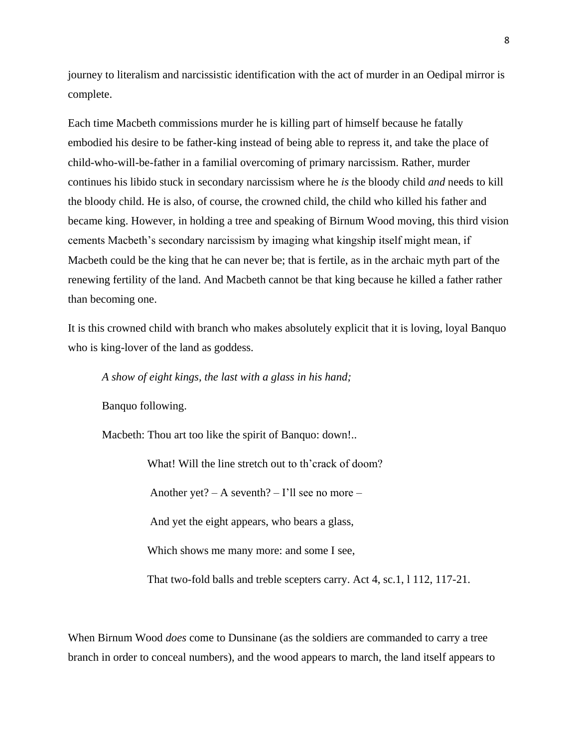journey to literalism and narcissistic identification with the act of murder in an Oedipal mirror is complete.

Each time Macbeth commissions murder he is killing part of himself because he fatally embodied his desire to be father-king instead of being able to repress it, and take the place of child-who-will-be-father in a familial overcoming of primary narcissism. Rather, murder continues his libido stuck in secondary narcissism where he *is* the bloody child *and* needs to kill the bloody child. He is also, of course, the crowned child, the child who killed his father and became king. However, in holding a tree and speaking of Birnum Wood moving, this third vision cements Macbeth's secondary narcissism by imaging what kingship itself might mean, if Macbeth could be the king that he can never be; that is fertile, as in the archaic myth part of the renewing fertility of the land. And Macbeth cannot be that king because he killed a father rather than becoming one.

It is this crowned child with branch who makes absolutely explicit that it is loving, loyal Banquo who is king-lover of the land as goddess.

> *A show of eight kings, the last with a glass in his hand;*
>
> Banquo following.
>
> Macbeth: Thou art too like the spirit of Banquo: down!..
>
> What! Will the line stretch out to th'crack of doom?
>
> Another yet? – A seventh? – I'll see no more –
>
> And yet the eight appears, who bears a glass,
>
> Which shows me many more: and some I see,
>
> That two-fold balls and treble scepters carry. Act 4, sc.1, l 112, 117-21.

When Birnum Wood *does* come to Dunsinane (as the soldiers are commanded to carry a tree branch in order to conceal numbers), and the wood appears to march, the land itself appears to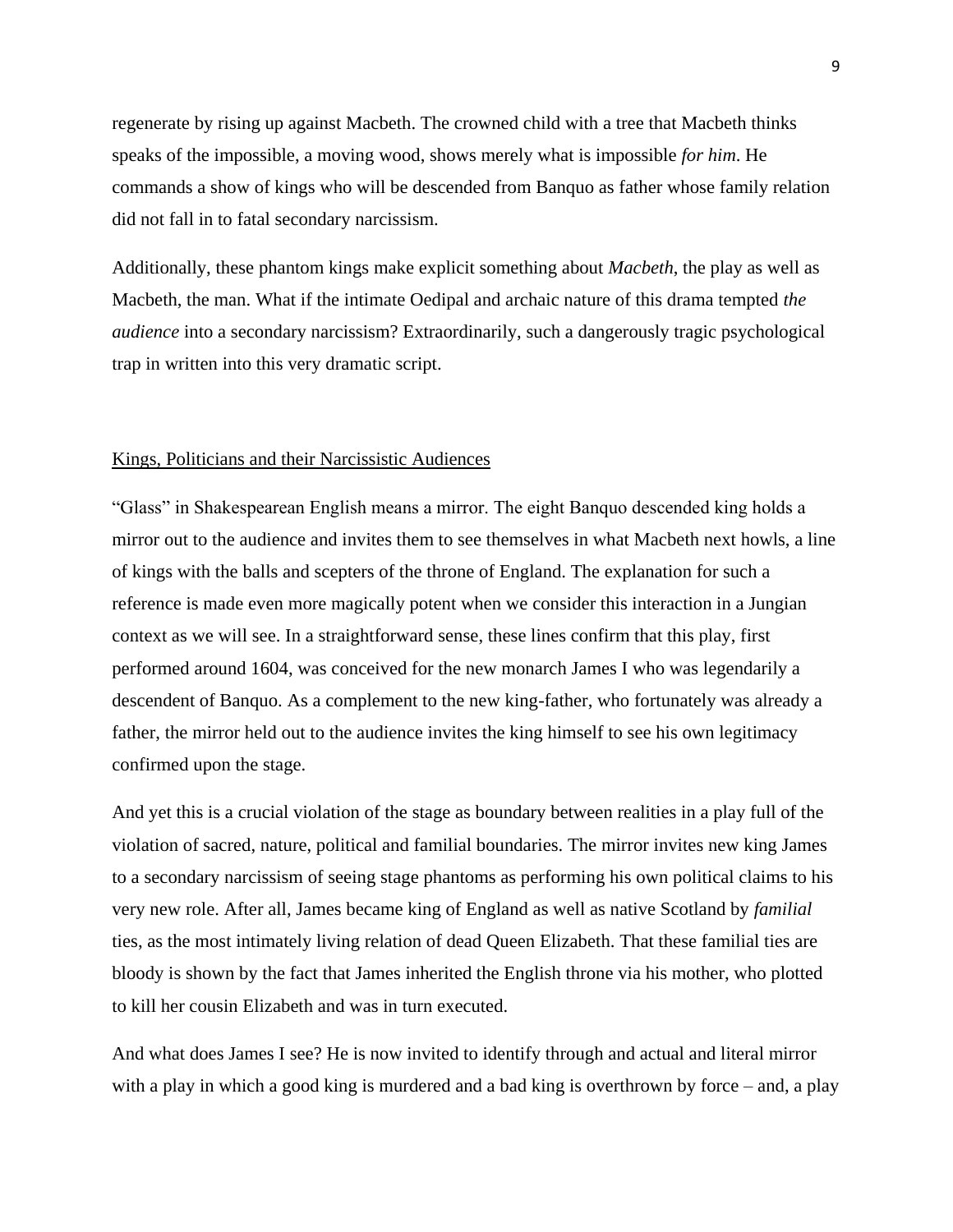regenerate by rising up against Macbeth. The crowned child with a tree that Macbeth thinks speaks of the impossible, a moving wood, shows merely what is impossible *for him*. He commands a show of kings who will be descended from Banquo as father whose family relation did not fall in to fatal secondary narcissism.

Additionally, these phantom kings make explicit something about *Macbeth*, the play as well as Macbeth, the man. What if the intimate Oedipal and archaic nature of this drama tempted *the audience* into a secondary narcissism? Extraordinarily, such a dangerously tragic psychological trap in written into this very dramatic script.

## Kings, Politicians and their Narcissistic Audiences

"Glass" in Shakespearean English means a mirror. The eight Banquo descended king holds a mirror out to the audience and invites them to see themselves in what Macbeth next howls, a line of kings with the balls and scepters of the throne of England. The explanation for such a reference is made even more magically potent when we consider this interaction in a Jungian context as we will see. In a straightforward sense, these lines confirm that this play, first performed around 1604, was conceived for the new monarch James I who was legendarily a descendent of Banquo. As a complement to the new king-father, who fortunately was already a father, the mirror held out to the audience invites the king himself to see his own legitimacy confirmed upon the stage.

And yet this is a crucial violation of the stage as boundary between realities in a play full of the violation of sacred, nature, political and familial boundaries. The mirror invites new king James to a secondary narcissism of seeing stage phantoms as performing his own political claims to his very new role. After all, James became king of England as well as native Scotland by *familial* ties, as the most intimately living relation of dead Queen Elizabeth. That these familial ties are bloody is shown by the fact that James inherited the English throne via his mother, who plotted to kill her cousin Elizabeth and was in turn executed.

And what does James I see? He is now invited to identify through and actual and literal mirror with a play in which a good king is murdered and a bad king is overthrown by force – and, a play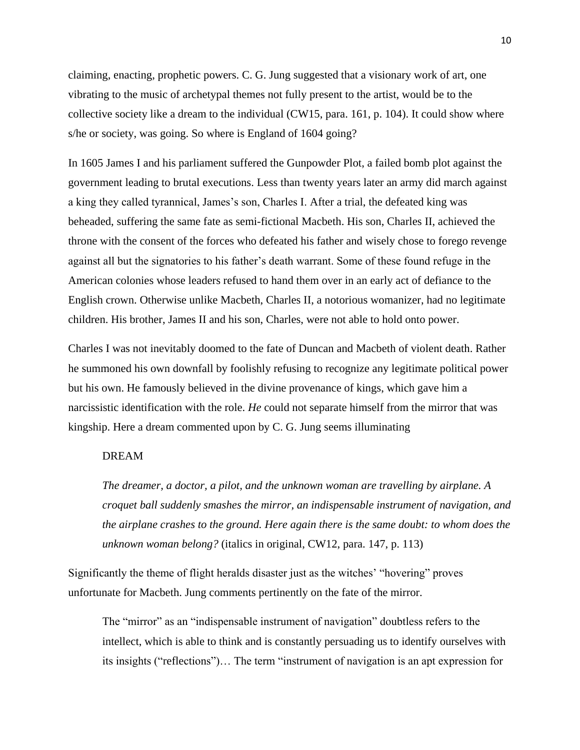claiming, enacting, prophetic powers. C. G. Jung suggested that a visionary work of art, one vibrating to the music of archetypal themes not fully present to the artist, would be to the collective society like a dream to the individual (CW15, para. 161, p. 104). It could show where s/he or society, was going. So where is England of 1604 going?

In 1605 James I and his parliament suffered the Gunpowder Plot, a failed bomb plot against the government leading to brutal executions. Less than twenty years later an army did march against a king they called tyrannical, James's son, Charles I. After a trial, the defeated king was beheaded, suffering the same fate as semi-fictional Macbeth. His son, Charles II, achieved the throne with the consent of the forces who defeated his father and wisely chose to forego revenge against all but the signatories to his father's death warrant. Some of these found refuge in the American colonies whose leaders refused to hand them over in an early act of defiance to the English crown. Otherwise unlike Macbeth, Charles II, a notorious womanizer, had no legitimate children. His brother, James II and his son, Charles, were not able to hold onto power.

Charles I was not inevitably doomed to the fate of Duncan and Macbeth of violent death. Rather he summoned his own downfall by foolishly refusing to recognize any legitimate political power but his own. He famously believed in the divine provenance of kings, which gave him a narcissistic identification with the role. *He* could not separate himself from the mirror that was kingship. Here a dream commented upon by C. G. Jung seems illuminating

> DREAM
>
> *The dreamer, a doctor, a pilot, and the unknown woman are travelling by airplane. A croquet ball suddenly smashes the mirror, an indispensable instrument of navigation, and the airplane crashes to the ground. Here again there is the same doubt: to whom does the unknown woman belong?* (italics in original, CW12, para. 147, p. 113)

Significantly the theme of flight heralds disaster just as the witches' "hovering" proves unfortunate for Macbeth. Jung comments pertinently on the fate of the mirror.

> The "mirror" as an "indispensable instrument of navigation" doubtless refers to the intellect, which is able to think and is constantly persuading us to identify ourselves with its insights ("reflections")… The term "instrument of navigation is an apt expression for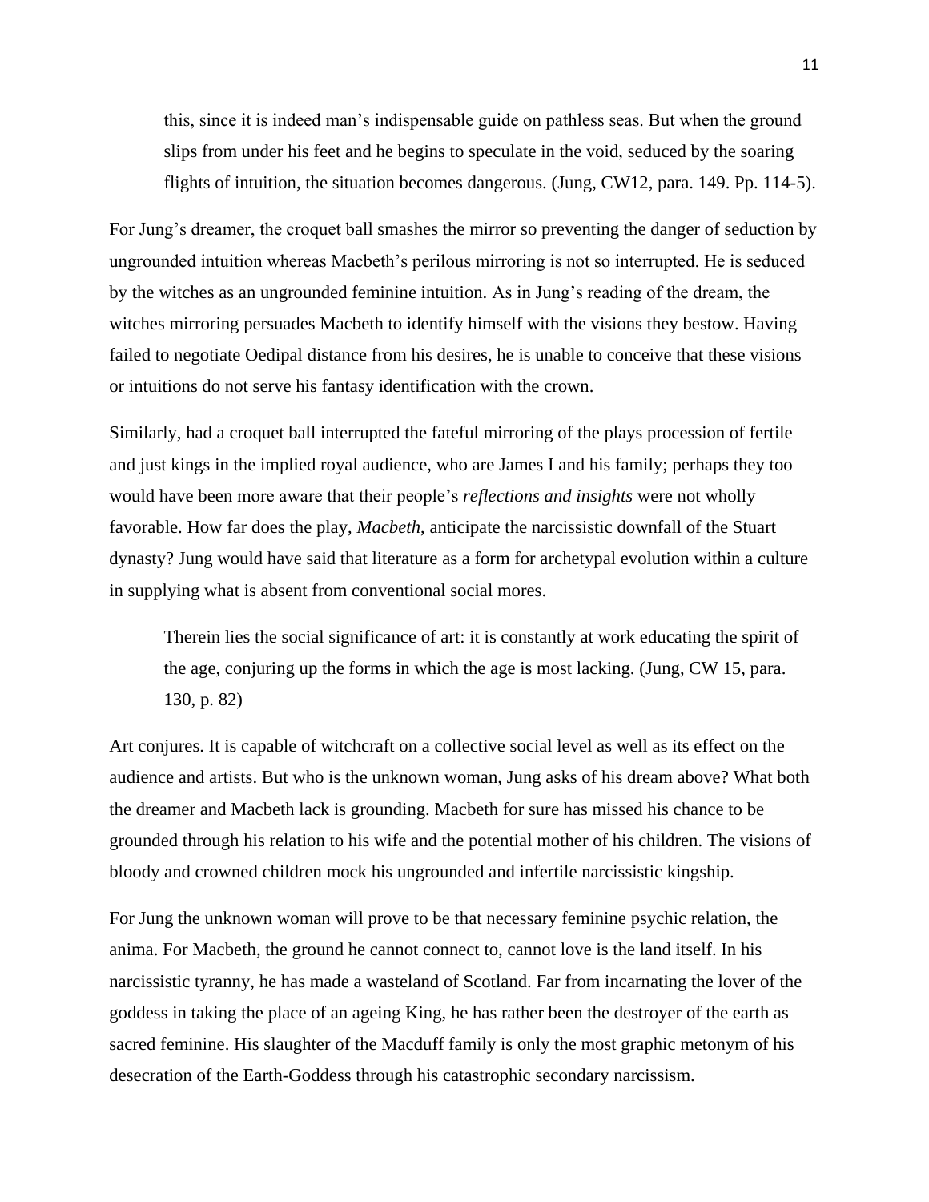> this, since it is indeed man's indispensable guide on pathless seas. But when the ground slips from under his feet and he begins to speculate in the void, seduced by the soaring flights of intuition, the situation becomes dangerous. (Jung, CW12, para. 149. Pp. 114-5).

For Jung's dreamer, the croquet ball smashes the mirror so preventing the danger of seduction by ungrounded intuition whereas Macbeth's perilous mirroring is not so interrupted. He is seduced by the witches as an ungrounded feminine intuition. As in Jung's reading of the dream, the witches mirroring persuades Macbeth to identify himself with the visions they bestow. Having failed to negotiate Oedipal distance from his desires, he is unable to conceive that these visions or intuitions do not serve his fantasy identification with the crown.

Similarly, had a croquet ball interrupted the fateful mirroring of the plays procession of fertile and just kings in the implied royal audience, who are James I and his family; perhaps they too would have been more aware that their people's *reflections and insights* were not wholly favorable. How far does the play, *Macbeth*, anticipate the narcissistic downfall of the Stuart dynasty? Jung would have said that literature as a form for archetypal evolution within a culture in supplying what is absent from conventional social mores.

> Therein lies the social significance of art: it is constantly at work educating the spirit of the age, conjuring up the forms in which the age is most lacking. (Jung, CW 15, para. 130, p. 82)

Art conjures. It is capable of witchcraft on a collective social level as well as its effect on the audience and artists. But who is the unknown woman, Jung asks of his dream above? What both the dreamer and Macbeth lack is grounding. Macbeth for sure has missed his chance to be grounded through his relation to his wife and the potential mother of his children. The visions of bloody and crowned children mock his ungrounded and infertile narcissistic kingship.

For Jung the unknown woman will prove to be that necessary feminine psychic relation, the anima. For Macbeth, the ground he cannot connect to, cannot love is the land itself. In his narcissistic tyranny, he has made a wasteland of Scotland. Far from incarnating the lover of the goddess in taking the place of an ageing King, he has rather been the destroyer of the earth as sacred feminine. His slaughter of the Macduff family is only the most graphic metonym of his desecration of the Earth-Goddess through his catastrophic secondary narcissism.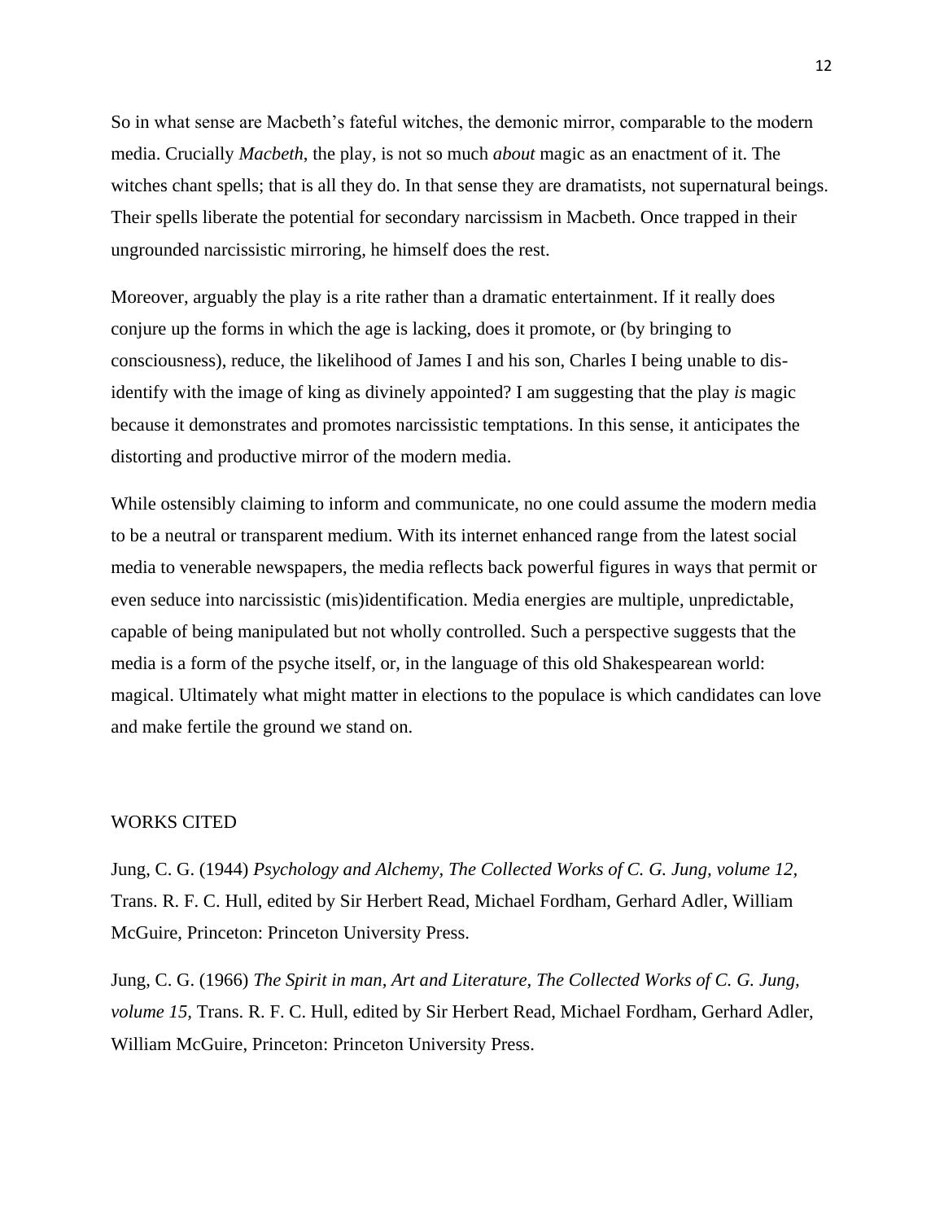So in what sense are Macbeth's fateful witches, the demonic mirror, comparable to the modern media. Crucially *Macbeth*, the play, is not so much *about* magic as an enactment of it. The witches chant spells; that is all they do. In that sense they are dramatists, not supernatural beings. Their spells liberate the potential for secondary narcissism in Macbeth. Once trapped in their ungrounded narcissistic mirroring, he himself does the rest.

Moreover, arguably the play is a rite rather than a dramatic entertainment. If it really does conjure up the forms in which the age is lacking, does it promote, or (by bringing to consciousness), reduce, the likelihood of James I and his son, Charles I being unable to dis-identify with the image of king as divinely appointed? I am suggesting that the play *is* magic because it demonstrates and promotes narcissistic temptations. In this sense, it anticipates the distorting and productive mirror of the modern media.

While ostensibly claiming to inform and communicate, no one could assume the modern media to be a neutral or transparent medium. With its internet enhanced range from the latest social media to venerable newspapers, the media reflects back powerful figures in ways that permit or even seduce into narcissistic (mis)identification. Media energies are multiple, unpredictable, capable of being manipulated but not wholly controlled. Such a perspective suggests that the media is a form of the psyche itself, or, in the language of this old Shakespearean world: magical. Ultimately what might matter in elections to the populace is which candidates can love and make fertile the ground we stand on.

## WORKS CITED

Jung, C. G. (1944) *Psychology and Alchemy, The Collected Works of C. G. Jung, volume 12,* Trans. R. F. C. Hull, edited by Sir Herbert Read, Michael Fordham, Gerhard Adler, William McGuire, Princeton: Princeton University Press.

Jung, C. G. (1966) *The Spirit in man, Art and Literature, The Collected Works of C. G. Jung, volume 15,* Trans. R. F. C. Hull, edited by Sir Herbert Read, Michael Fordham, Gerhard Adler, William McGuire, Princeton: Princeton University Press.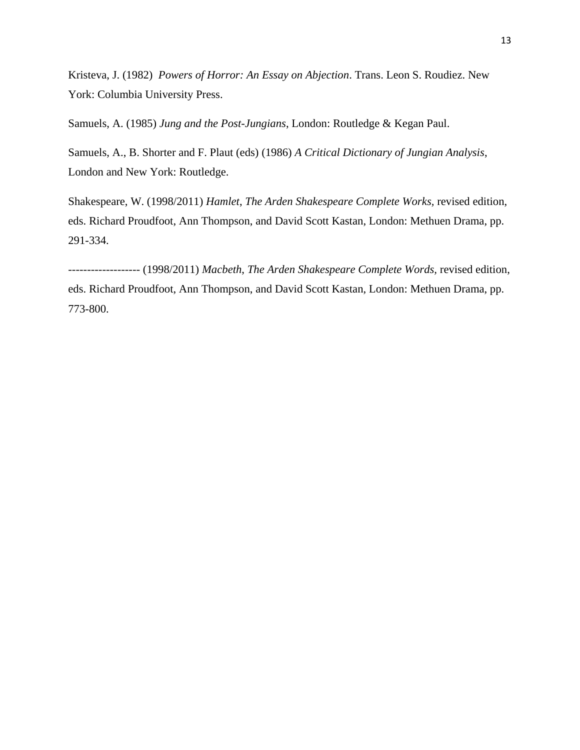Kristeva, J. (1982) *Powers of Horror: An Essay on Abjection*. Trans. Leon S. Roudiez. New York: Columbia University Press.

Samuels, A. (1985) *Jung and the Post-Jungians*, London: Routledge & Kegan Paul.

Samuels, A., B. Shorter and F. Plaut (eds) (1986) *A Critical Dictionary of Jungian Analysis*, London and New York: Routledge.

Shakespeare, W. (1998/2011) *Hamlet*, *The Arden Shakespeare Complete Works*, revised edition, eds. Richard Proudfoot, Ann Thompson, and David Scott Kastan, London: Methuen Drama, pp. 291-334.

------------------- (1998/2011) *Macbeth*, *The Arden Shakespeare Complete Words*, revised edition, eds. Richard Proudfoot, Ann Thompson, and David Scott Kastan, London: Methuen Drama, pp. 773-800.